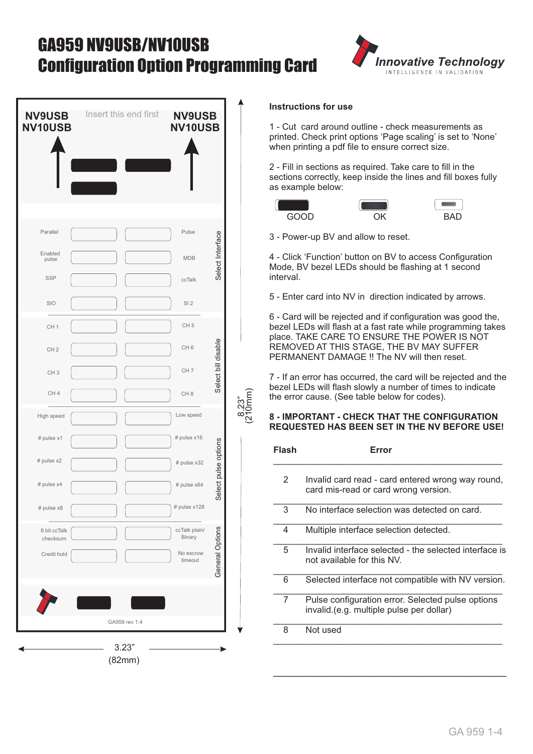# GA959 NV9USB/NV10USB Configuration Option Programming Card

Innovative Technology
INTELLIGENCE IN VALIDATION

NV9USB NV10USB | Insert this end first | NV9USB NV10USB

**Select Interface**

| | | | |
|---|---|---|---|
| Parallel | | | Pulse |
| Enabled pulse | | | MDB |
| SSP | | | ccTalk |
| SIO | | | SI 2 |

**Select bill disable**

| | | | |
|---|---|---|---|
| CH 1 | | | CH 5 |
| CH 2 | | | CH 6 |
| CH 3 | | | CH 7 |
| CH 4 | | | CH 8 |

**Select pulse pulse options**

| | | | |
|---|---|---|---|
| High speed | | | Low speed |
| # pulse x1 | | | # pulse x16 |
| # pulse x2 | | | # pulse x32 |
| # pulse x4 | | | # pulse x64 |
| # pulse x8 | | | # pulse x128 |

**General Options**

| | | | |
|---|---|---|---|
| 8 bit ccTalk checksum | | | ccTalk plain/ Binary |
| Credit hold | | | No escrow timeout |

GA959 rev 1.4

8.23" (210mm)

3.23" (82mm)

**Instructions for use**

1 - Cut card around outline - check measurements as printed. Check print options 'Page scaling' is set to 'None' when printing a pdf file to ensure correct size.

2 - Fill in sections as required. Take care to fill in the sections correctly, keep inside the lines and fill boxes fully as example below:

GOOD    OK    BAD

3 - Power-up BV and allow to reset.

4 - Click 'Function' button on BV to access Configuration Mode, BV bezel LEDs should be flashing at 1 second interval.

5 - Enter card into NV in direction indicated by arrows.

6 - Card will be rejected and if configuration was good the, bezel LEDs will flash at a fast rate while programming takes place. TAKE CARE TO ENSURE THE POWER IS NOT REMOVED AT THIS STAGE, THE BV MAY SUFFER PERMANENT DAMAGE !! The NV will then reset.

7 - If an error has occurred, the card will be rejected and the bezel LEDs will flash slowly a number of times to indicate the error cause. (See table below for codes).

**8 - IMPORTANT - CHECK THAT THE CONFIGURATION REQUESTED HAS BEEN SET IN THE NV BEFORE USE!**

| Flash | Error |
|---|---|
| 2 | Invalid card read - card entered wrong way round, card mis-read or card wrong version. |
| 3 | No interface selection was detected on card. |
| 4 | Multiple interface selection detected. |
| 5 | Invalid interface selected - the selected interface is not available for this NV. |
| 6 | Selected interface not compatible with NV version. |
| 7 | Pulse configuration error. Selected pulse options invalid.(e.g. multiple pulse per dollar) |
| 8 | Not used |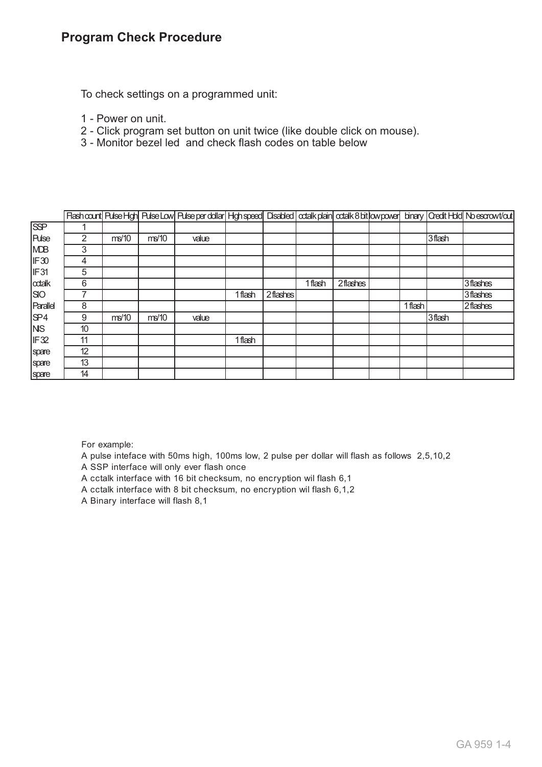## Program Check Procedure

To check settings on a programmed unit:

1 - Power on unit.
2 - Click program set button on unit twice (like double click on mouse).
3 - Monitor bezel led and check flash codes on table below

| | Flash count | Pulse High | Pulse Low | Pulse per dollar | High speed | Disabled | cctalk plain | cctalk 8 bit | low power | binary | Credit Hold | No escrow t/out |
|---|---|---|---|---|---|---|---|---|---|---|---|---|
| SSP | 1 | | | | | | | | | | | |
| Pulse | 2 | ms/10 | ms/10 | value | | | | | | | 3 flash | |
| MDB | 3 | | | | | | | | | | | |
| IF30 | 4 | | | | | | | | | | | |
| IF31 | 5 | | | | | | | | | | | |
| cctalk | 6 | | | | | | 1 flash | 2 flashes | | | | 3 flashes |
| SIO | 7 | | | | 1 flash | 2 flashes | | | | | | 3 flashes |
| Parallel | 8 | | | | | | | | | 1 flash | | 2 flashes |
| SP4 | 9 | ms/10 | ms/10 | value | | | | | | | 3 flash | |
| NIS | 10 | | | | | | | | | | | |
| IF32 | 11 | | | | 1 flash | | | | | | | |
| spare | 12 | | | | | | | | | | | |
| spare | 13 | | | | | | | | | | | |
| spare | 14 | | | | | | | | | | | |

For example:
A pulse inteface with 50ms high, 100ms low, 2 pulse per dollar will flash as follows 2,5,10,2
A SSP interface will only ever flash once
A cctalk interface with 16 bit checksum, no encryption wil flash 6,1
A cctalk interface with 8 bit checksum, no encryption wil flash 6,1,2
A Binary interface will flash 8,1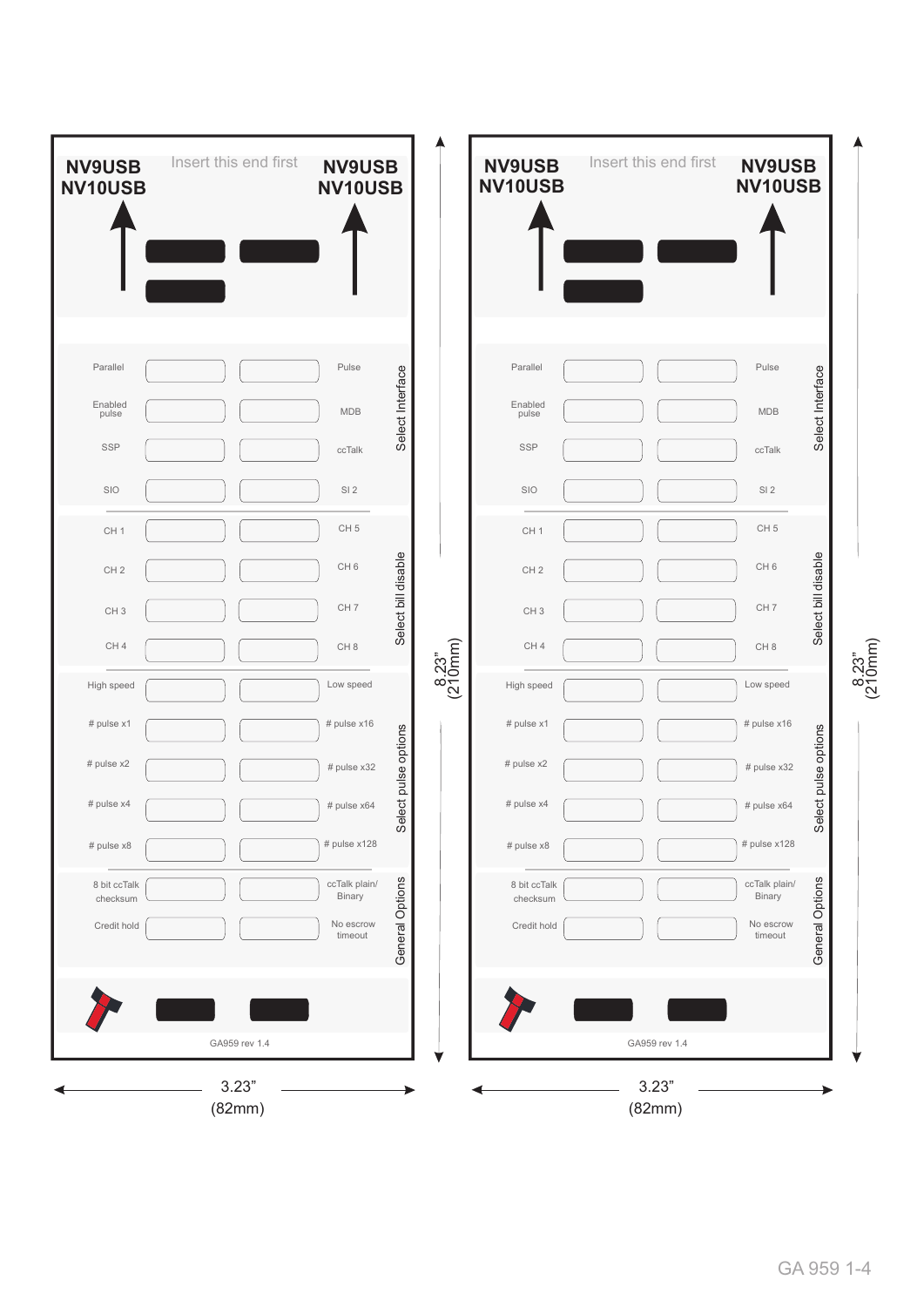NV9USB NV10USB

Insert this end first

NV9USB NV10USB

**Select Interface**

| | | | |
|---|---|---|---|
| Parallel | | | Pulse |
| Enabled pulse | | | MDB |
| SSP | | | ccTalk |
| SIO | | | SI 2 |

**Select bill disable**

| | | | |
|---|---|---|---|
| CH 1 | | | CH 5 |
| CH 2 | | | CH 6 |
| CH 3 | | | CH 7 |
| CH 4 | | | CH 8 |

**Select pulse options**

| | | | |
|---|---|---|---|
| High speed | | | Low speed |
| # pulse x1 | | | # pulse x16 |
| # pulse x2 | | | # pulse x32 |
| # pulse x4 | | | # pulse x64 |
| # pulse x8 | | | # pulse x128 |

**General Options**

| | | | |
|---|---|---|---|
| 8 bit ccTalk checksum | | | ccTalk plain/ Binary |
| Credit hold | | | No escrow timeout |

GA959 rev 1.4

3.23” (82mm)

8.23” (210mm)

NV9USB NV10USB

Insert this end first

NV9USB NV10USB

**Select Interface**

| | | | |
|---|---|---|---|
| Parallel | | | Pulse |
| Enabled pulse | | | MDB |
| SSP | | | ccTalk |
| SIO | | | SI 2 |

**Select bill disable**

| | | | |
|---|---|---|---|
| CH 1 | | | CH 5 |
| CH 2 | | | CH 6 |
| CH 3 | | | CH 7 |
| CH 4 | | | CH 8 |

**Select pulse options**

| | | | |
|---|---|---|---|
| High speed | | | Low speed |
| # pulse x1 | | | # pulse x16 |
| # pulse x2 | | | # pulse x32 |
| # pulse x4 | | | # pulse x64 |
| # pulse x8 | | | # pulse x128 |

**General Options**

| | | | |
|---|---|---|---|
| 8 bit ccTalk checksum | | | ccTalk plain/ Binary |
| Credit hold | | | No escrow timeout |

GA959 rev 1.4

3.23” (82mm)

8.23” (210mm)

GA 959 1-4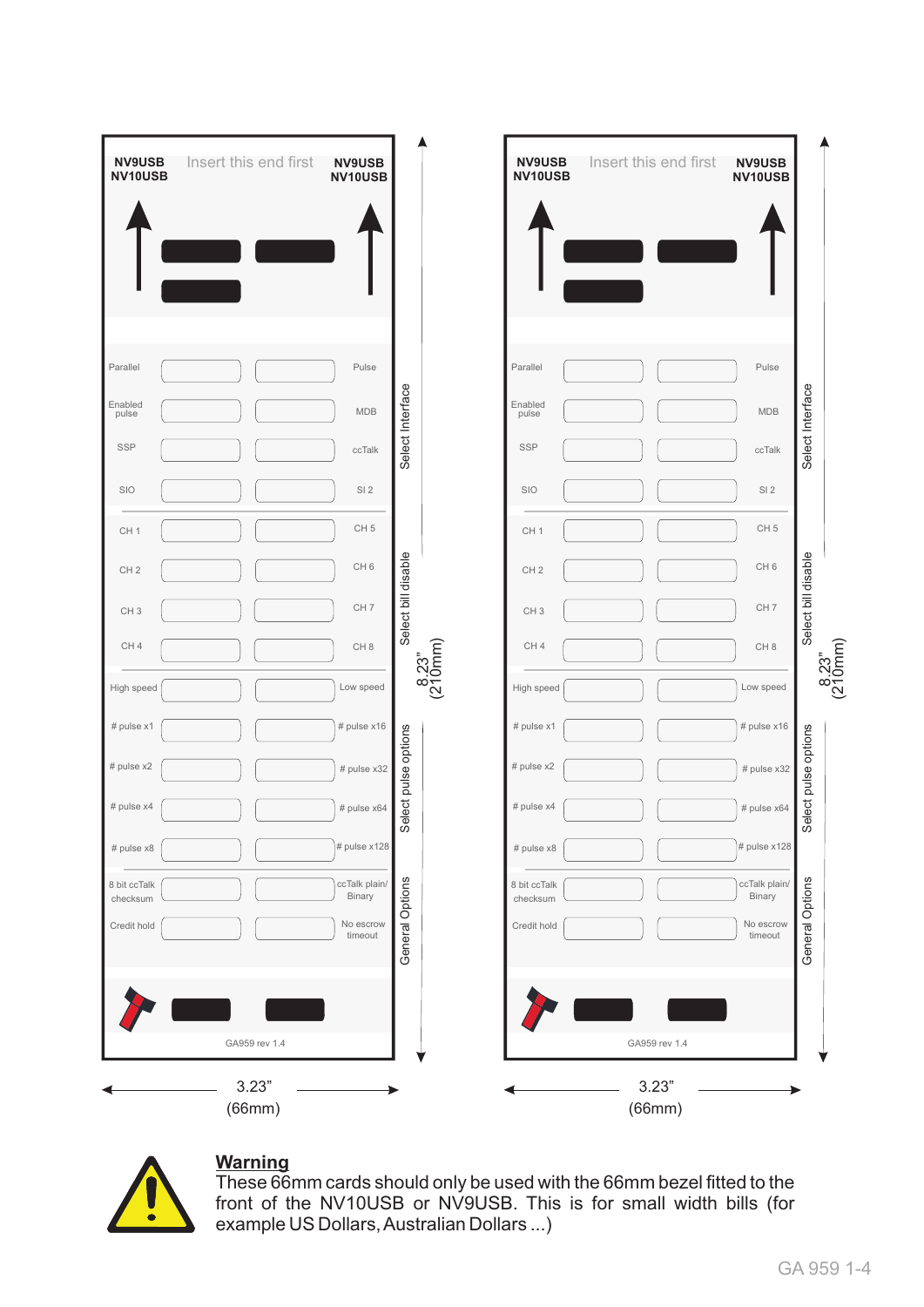NV9USB
NV10USB

Insert this end first

NV9USB
NV10USB

| | | | |
|---|---|---|---|
| Parallel | | | Pulse |
| Enabled pulse | | | MDB |
| SSP | | | ccTalk |
| SIO | | | SI 2 |
| CH 1 | | | CH 5 |
| CH 2 | | | CH 6 |
| CH 3 | | | CH 7 |
| CH 4 | | | CH 8 |
| High speed | | | Low speed |
| # pulse x1 | | | # pulse x16 |
| # pulse x2 | | | # pulse x32 |
| # pulse x4 | | | # pulse x64 |
| # pulse x8 | | | # pulse x128 |
| 8 bit ccTalk checksum | | | ccTalk plain/ Binary |
| Credit hold | | | No escrow timeout |

Select Interface

Select bill disable

Select pulse options

General Options

GA959 rev 1.4

8.23"
(210mm)

3.23"
(66mm)

NV9USB
NV10USB

Insert this end first

NV9USB
NV10USB

| | | | |
|---|---|---|---|
| Parallel | | | Pulse |
| Enabled pulse | | | MDB |
| SSP | | | ccTalk |
| SIO | | | SI 2 |
| CH 1 | | | CH 5 |
| CH 2 | | | CH 6 |
| CH 3 | | | CH 7 |
| CH 4 | | | CH 8 |
| High speed | | | Low speed |
| # pulse x1 | | | # pulse x16 |
| # pulse x2 | | | # pulse x32 |
| # pulse x4 | | | # pulse x64 |
| # pulse x8 | | | # pulse x128 |
| 8 bit ccTalk checksum | | | ccTalk plain/ Binary |
| Credit hold | | | No escrow timeout |

Select Interface

Select bill disable

Select pulse options

General Options

GA959 rev 1.4

8.23"
(210mm)

3.23"
(66mm)

**Warning**

These 66mm cards should only be used with the 66mm bezel fitted to the front of the NV10USB or NV9USB. This is for small width bills (for example US Dollars, Australian Dollars ...)